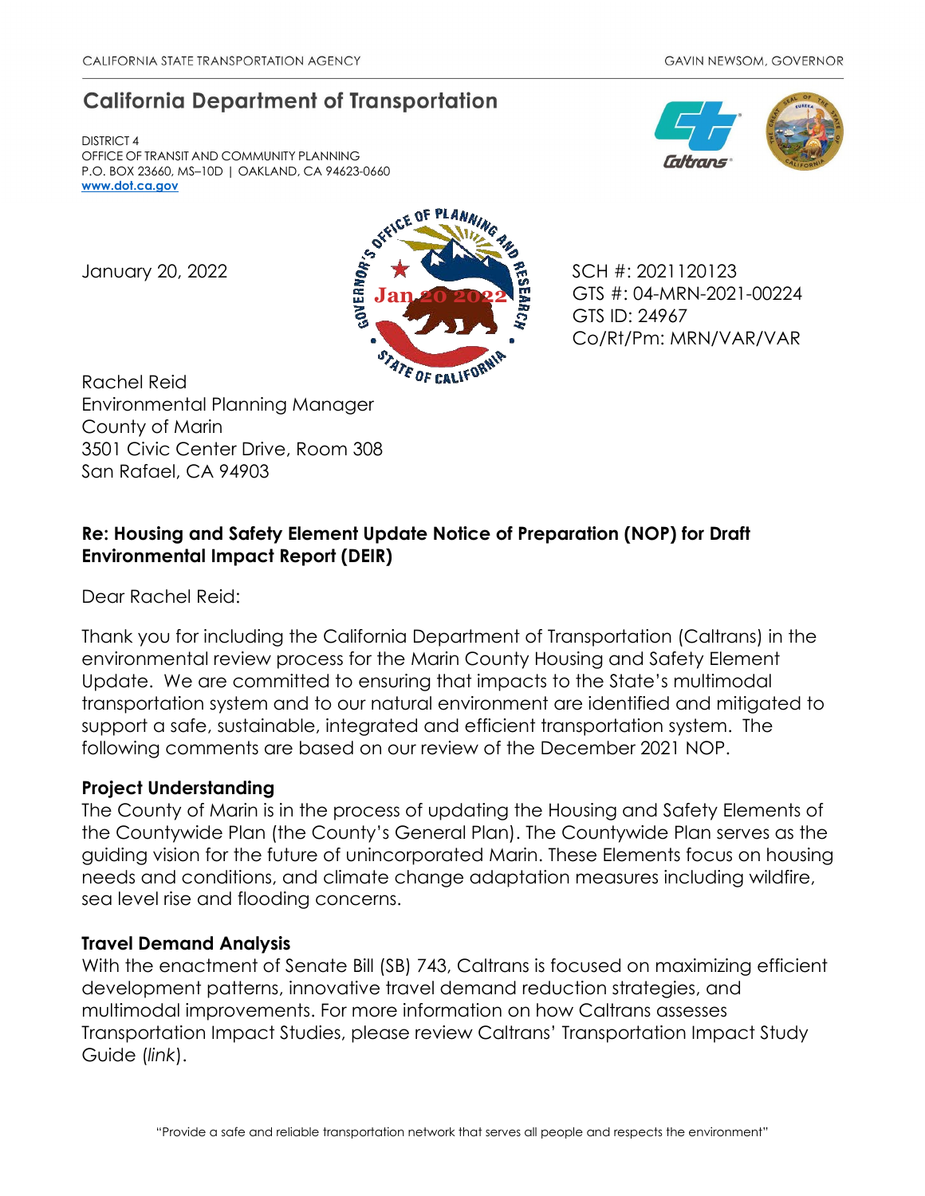CALIFORNIA STATE TRANSPORTATION AGENCY GAVIN NEWSOM, GOVERNOR

# California Department of Transportation

DISTRICT 4
OFFICE OF TRANSIT AND COMMUNITY PLANNING
P.O. BOX 23660, MS–10D | OAKLAND, CA 94623-0660
**www.dot.ca.gov**

January 20, 2022

SCH #: 2021120123
GTS #: 04-MRN-2021-00224
GTS ID: 24967
Co/Rt/Pm: MRN/VAR/VAR

Rachel Reid
Environmental Planning Manager
County of Marin
3501 Civic Center Drive, Room 308
San Rafael, CA 94903

**Re: Housing and Safety Element Update Notice of Preparation (NOP) for Draft Environmental Impact Report (DEIR)**

Dear Rachel Reid:

Thank you for including the California Department of Transportation (Caltrans) in the environmental review process for the Marin County Housing and Safety Element Update. We are committed to ensuring that impacts to the State's multimodal transportation system and to our natural environment are identified and mitigated to support a safe, sustainable, integrated and efficient transportation system. The following comments are based on our review of the December 2021 NOP.

**Project Understanding**

The County of Marin is in the process of updating the Housing and Safety Elements of the Countywide Plan (the County's General Plan). The Countywide Plan serves as the guiding vision for the future of unincorporated Marin. These Elements focus on housing needs and conditions, and climate change adaptation measures including wildfire, sea level rise and flooding concerns.

**Travel Demand Analysis**

With the enactment of Senate Bill (SB) 743, Caltrans is focused on maximizing efficient development patterns, innovative travel demand reduction strategies, and multimodal improvements. For more information on how Caltrans assesses Transportation Impact Studies, please review Caltrans' Transportation Impact Study Guide (*link*).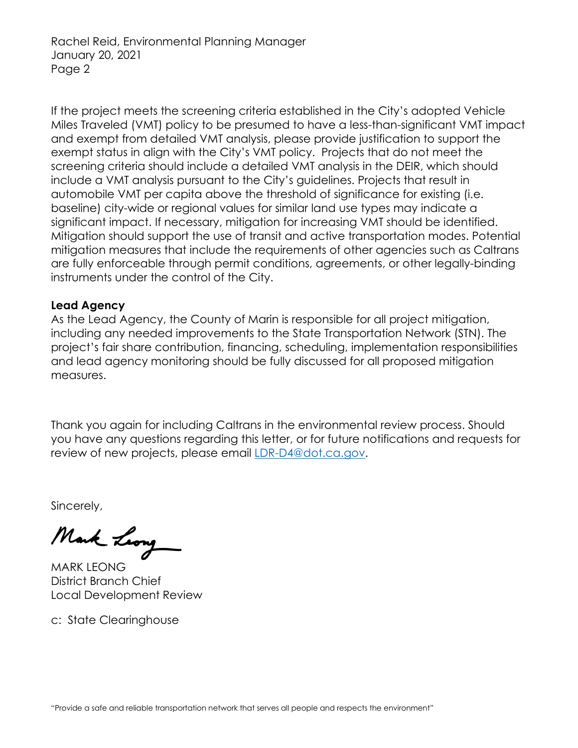If the project meets the screening criteria established in the City's adopted Vehicle Miles Traveled (VMT) policy to be presumed to have a less-than-significant VMT impact and exempt from detailed VMT analysis, please provide justification to support the exempt status in align with the City's VMT policy. Projects that do not meet the screening criteria should include a detailed VMT analysis in the DEIR, which should include a VMT analysis pursuant to the City's guidelines. Projects that result in automobile VMT per capita above the threshold of significance for existing (i.e. baseline) city-wide or regional values for similar land use types may indicate a significant impact. If necessary, mitigation for increasing VMT should be identified. Mitigation should support the use of transit and active transportation modes. Potential mitigation measures that include the requirements of other agencies such as Caltrans are fully enforceable through permit conditions, agreements, or other legally-binding instruments under the control of the City.

**Lead Agency**

As the Lead Agency, the County of Marin is responsible for all project mitigation, including any needed improvements to the State Transportation Network (STN). The project's fair share contribution, financing, scheduling, implementation responsibilities and lead agency monitoring should be fully discussed for all proposed mitigation measures.

Thank you again for including Caltrans in the environmental review process. Should you have any questions regarding this letter, or for future notifications and requests for review of new projects, please email LDR-D4@dot.ca.gov.

Sincerely,

Mark Leong

MARK LEONG
District Branch Chief
Local Development Review

c: State Clearinghouse